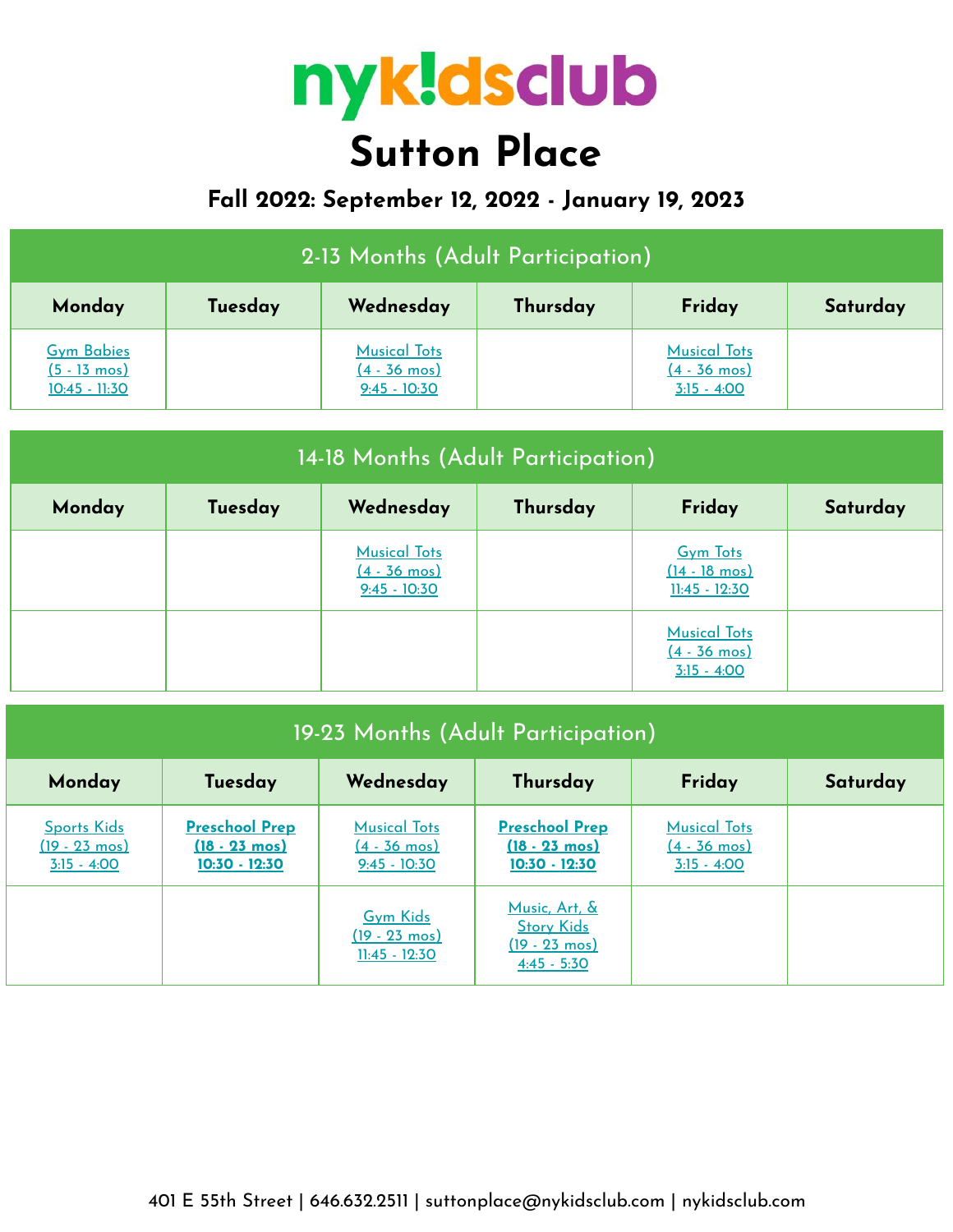# nyk!dsclub

# Sutton Place

## Fall 2022: September 12, 2022 - January 19, 2023

| 2-13 Months (Adult Participation) | | | | | |
|---|---|---|---|---|---|
| **Monday** | **Tuesday** | **Wednesday** | **Thursday** | **Friday** | **Saturday** |
| Gym Babies (5 - 13 mos) 10:45 - 11:30 | | Musical Tots (4 - 36 mos) 9:45 - 10:30 | | Musical Tots (4 - 36 mos) 3:15 - 4:00 | |

| 14-18 Months (Adult Participation) | | | | | |
|---|---|---|---|---|---|
| **Monday** | **Tuesday** | **Wednesday** | **Thursday** | **Friday** | **Saturday** |
| | | Musical Tots (4 - 36 mos) 9:45 - 10:30 | | Gym Tots (14 - 18 mos) 11:45 - 12:30 | |
| | | | | Musical Tots (4 - 36 mos) 3:15 - 4:00 | |

| 19-23 Months (Adult Participation) | | | | | |
|---|---|---|---|---|---|
| **Monday** | **Tuesday** | **Wednesday** | **Thursday** | **Friday** | **Saturday** |
| Sports Kids (19 - 23 mos) 3:15 - 4:00 | **Preschool Prep (18 - 23 mos) 10:30 - 12:30** | Musical Tots (4 - 36 mos) 9:45 - 10:30 | **Preschool Prep (18 - 23 mos) 10:30 - 12:30** | Musical Tots (4 - 36 mos) 3:15 - 4:00 | |
| | | Gym Kids (19 - 23 mos) 11:45 - 12:30 | Music, Art, & Story Kids (19 - 23 mos) 4:45 - 5:30 | | |

401 E 55th Street | 646.632.2511 | suttonplace@nykidsclub.com | nykidsclub.com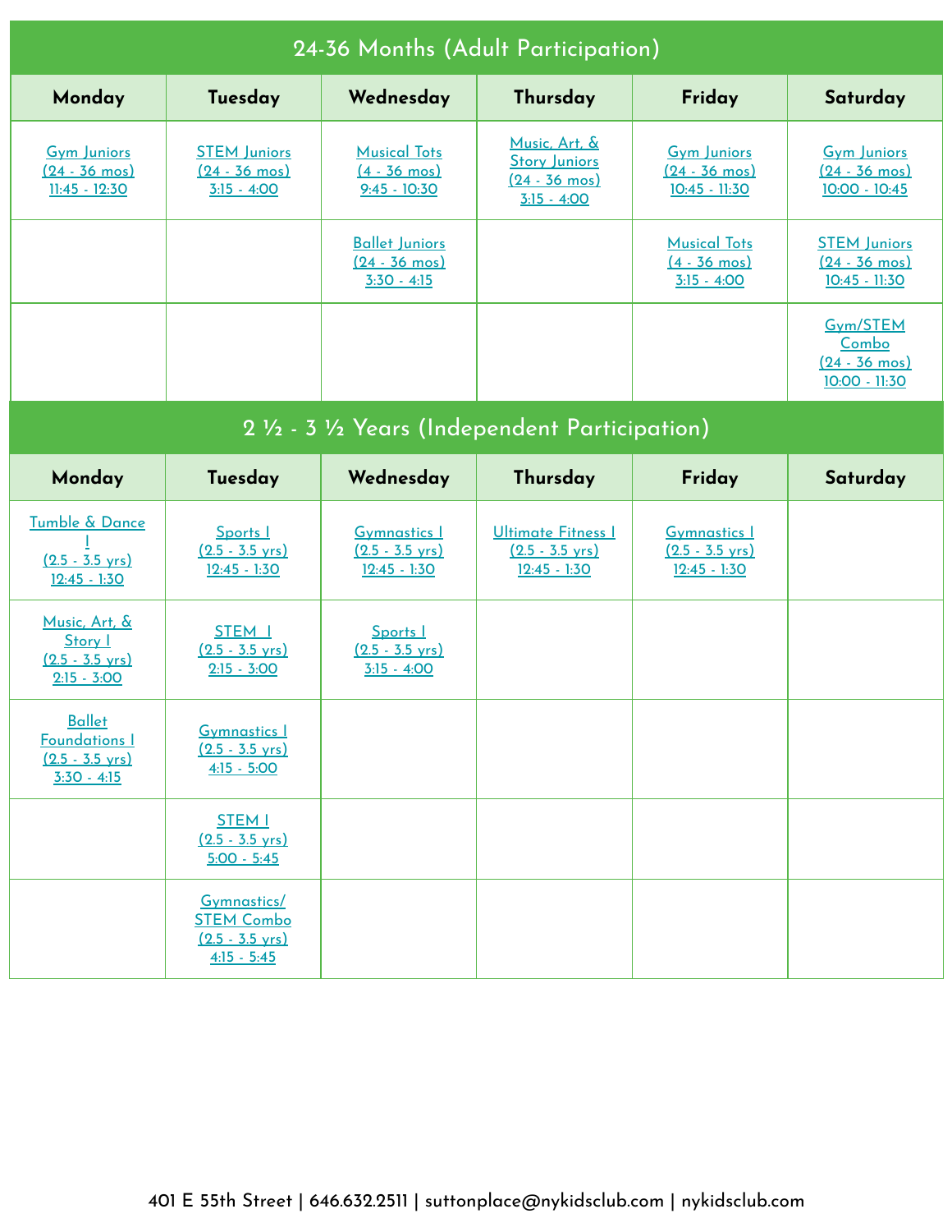## 24-36 Months (Adult Participation)

| Monday | Tuesday | Wednesday | Thursday | Friday | Saturday |
|---|---|---|---|---|---|
| Gym Juniors (24 - 36 mos) 11:45 - 12:30 | STEM Juniors (24 - 36 mos) 3:15 - 4:00 | Musical Tots (4 - 36 mos) 9:45 - 10:30 | Music, Art, & Story Juniors (24 - 36 mos) 3:15 - 4:00 | Gym Juniors (24 - 36 mos) 10:45 - 11:30 | Gym Juniors (24 - 36 mos) 10:00 - 10:45 |
| | | Ballet Juniors (24 - 36 mos) 3:30 - 4:15 | | Musical Tots (4 - 36 mos) 3:15 - 4:00 | STEM Juniors (24 - 36 mos) 10:45 - 11:30 |
| | | | | | Gym/STEM Combo (24 - 36 mos) 10:00 - 11:30 |

## 2 ½ - 3 ½ Years (Independent Participation)

| Monday | Tuesday | Wednesday | Thursday | Friday | Saturday |
|---|---|---|---|---|---|
| Tumble & Dance I (2.5 - 3.5 yrs) 12:45 - 1:30 | Sports I (2.5 - 3.5 yrs) 12:45 - 1:30 | Gymnastics I (2.5 - 3.5 yrs) 12:45 - 1:30 | Ultimate Fitness I (2.5 - 3.5 yrs) 12:45 - 1:30 | Gymnastics I (2.5 - 3.5 yrs) 12:45 - 1:30 | |
| Music, Art, & Story I (2.5 - 3.5 yrs) 2:15 - 3:00 | STEM I (2.5 - 3.5 yrs) 2:15 - 3:00 | Sports I (2.5 - 3.5 yrs) 3:15 - 4:00 | | | |
| Ballet Foundations I (2.5 - 3.5 yrs) 3:30 - 4:15 | Gymnastics I (2.5 - 3.5 yrs) 4:15 - 5:00 | | | | |
| | STEM I (2.5 - 3.5 yrs) 5:00 - 5:45 | | | | |
| | Gymnastics/ STEM Combo (2.5 - 3.5 yrs) 4:15 - 5:45 | | | | |

401 E 55th Street | 646.632.2511 | suttonplace@nykidsclub.com | nykidsclub.com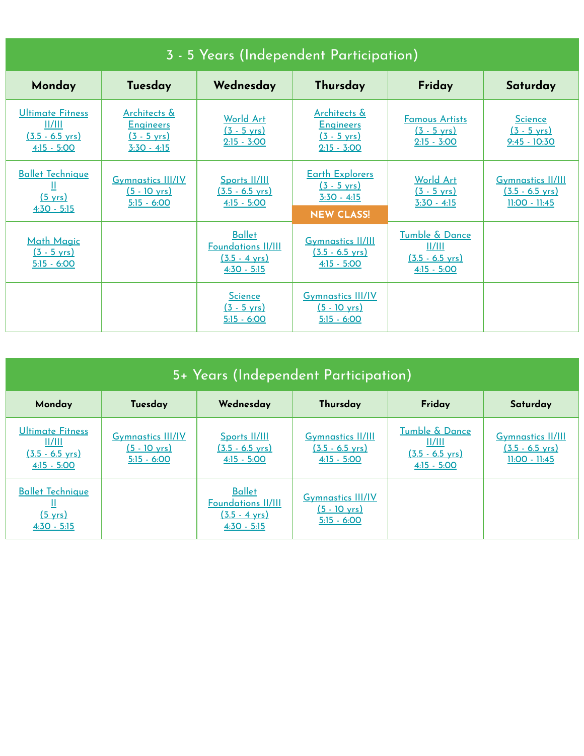## 3 - 5 Years (Independent Participation)

| Monday | Tuesday | Wednesday | Thursday | Friday | Saturday |
|---|---|---|---|---|---|
| Ultimate Fitness II/III (3.5 - 6.5 yrs) 4:15 - 5:00 | Architects & Engineers (3 - 5 yrs) 3:30 - 4:15 | World Art (3 - 5 yrs) 2:15 - 3:00 | Architects & Engineers (3 - 5 yrs) 2:15 - 3:00 | Famous Artists (3 - 5 yrs) 2:15 - 3:00 | Science (3 - 5 yrs) 9:45 - 10:30 |
| Ballet Technique II (5 yrs) 4:30 - 5:15 | Gymnastics III/IV (5 - 10 yrs) 5:15 - 6:00 | Sports II/III (3.5 - 6.5 yrs) 4:15 - 5:00 | Earth Explorers (3 - 5 yrs) 3:30 - 4:15 NEW CLASS! | World Art (3 - 5 yrs) 3:30 - 4:15 | Gymnastics II/III (3.5 - 6.5 yrs) 11:00 - 11:45 |
| Math Magic (3 - 5 yrs) 5:15 - 6:00 | | Ballet Foundations II/III (3.5 - 4 yrs) 4:30 - 5:15 | Gymnastics II/III (3.5 - 6.5 yrs) 4:15 - 5:00 | Tumble & Dance II/III (3.5 - 6.5 yrs) 4:15 - 5:00 | |
| | | Science (3 - 5 yrs) 5:15 - 6:00 | Gymnastics III/IV (5 - 10 yrs) 5:15 - 6:00 | | |

## 5+ Years (Independent Participation)

| Monday | Tuesday | Wednesday | Thursday | Friday | Saturday |
|---|---|---|---|---|---|
| Ultimate Fitness II/III (3.5 - 6.5 yrs) 4:15 - 5:00 | Gymnastics III/IV (5 - 10 yrs) 5:15 - 6:00 | Sports II/III (3.5 - 6.5 yrs) 4:15 - 5:00 | Gymnastics II/III (3.5 - 6.5 yrs) 4:15 - 5:00 | Tumble & Dance II/III (3.5 - 6.5 yrs) 4:15 - 5:00 | Gymnastics II/III (3.5 - 6.5 yrs) 11:00 - 11:45 |
| Ballet Technique II (5 yrs) 4:30 - 5:15 | | Ballet Foundations II/III (3.5 - 4 yrs) 4:30 - 5:15 | Gymnastics III/IV (5 - 10 yrs) 5:15 - 6:00 | | |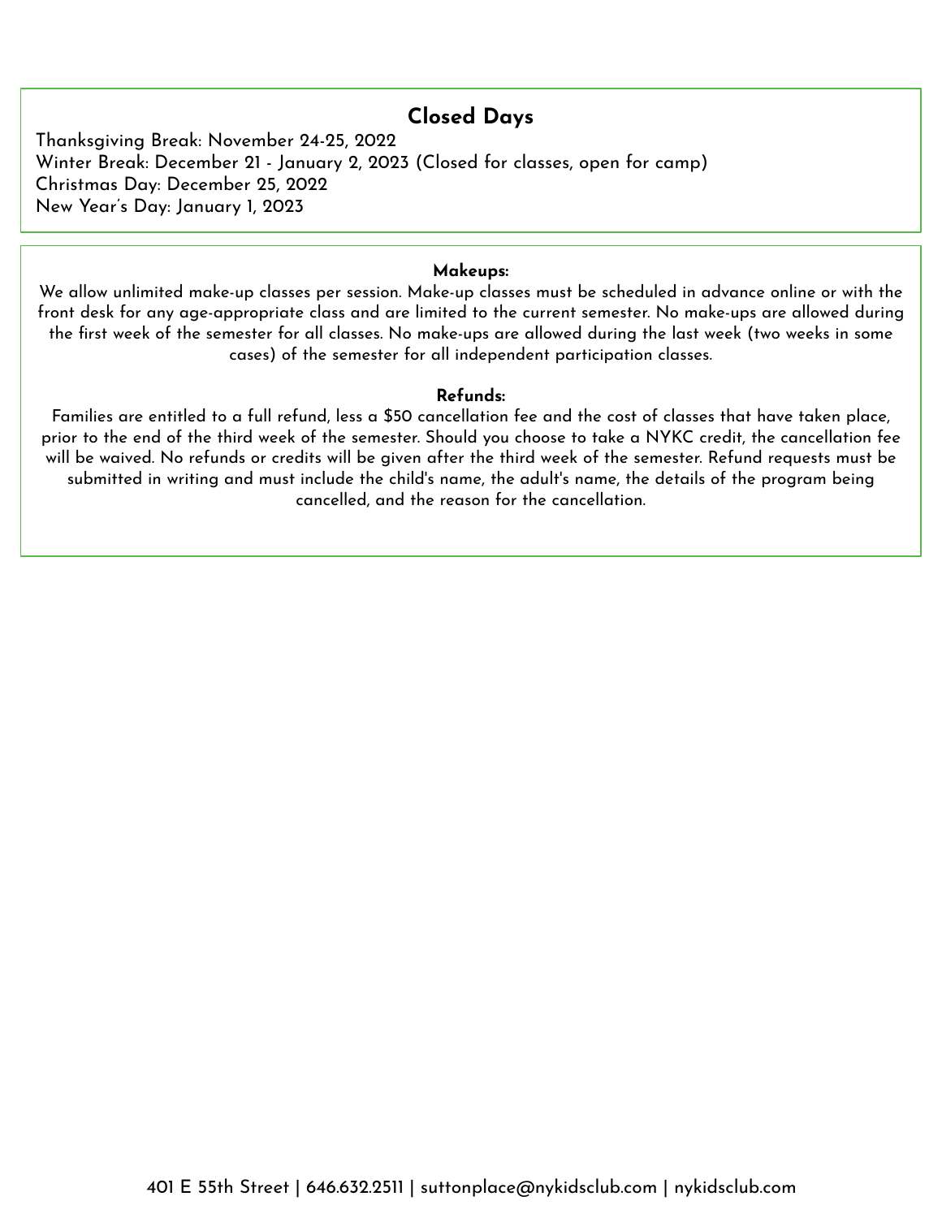## Closed Days

Thanksgiving Break: November 24-25, 2022
Winter Break: December 21 - January 2, 2023 (Closed for classes, open for camp)
Christmas Day: December 25, 2022
New Year's Day: January 1, 2023

**Makeups:**

We allow unlimited make-up classes per session. Make-up classes must be scheduled in advance online or with the front desk for any age-appropriate class and are limited to the current semester. No make-ups are allowed during the first week of the semester for all classes. No make-ups are allowed during the last week (two weeks in some cases) of the semester for all independent participation classes.

**Refunds:**

Families are entitled to a full refund, less a $50 cancellation fee and the cost of classes that have taken place, prior to the end of the third week of the semester. Should you choose to take a NYKC credit, the cancellation fee will be waived. No refunds or credits will be given after the third week of the semester. Refund requests must be submitted in writing and must include the child's name, the adult's name, the details of the program being cancelled, and the reason for the cancellation.

401 E 55th Street | 646.632.2511 | suttonplace@nykidsclub.com | nykidsclub.com